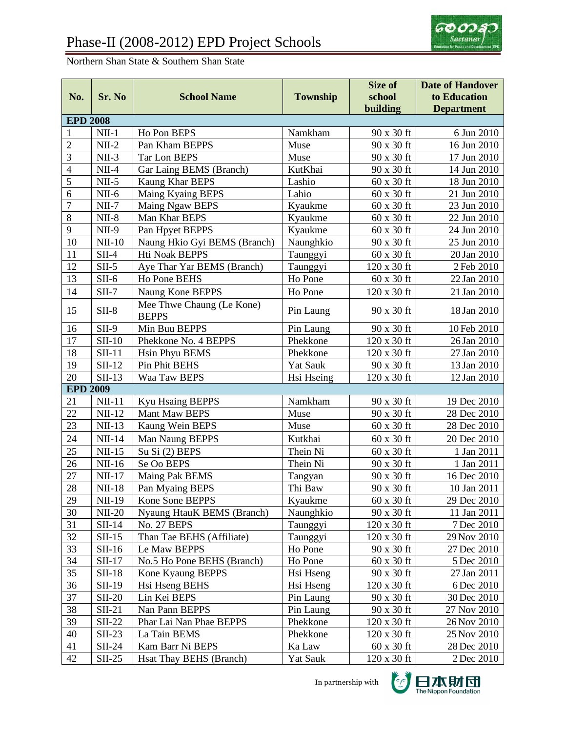# Phase-II (2008-2012) EPD Project Schools

Northern Shan State & Southern Shan State

| No. | Sr. No | School Name | Township | Size of school building | Date of Handover to Education Department |
|---|---|---|---|---|---|
| **EPD 2008** | | | | | |
| 1 | NII-1 | Ho Pon BEPS | Namkham | 90 x 30 ft | 6 Jun 2010 |
| 2 | NII-2 | Pan Kham BEPPS | Muse | 90 x 30 ft | 16 Jun 2010 |
| 3 | NII-3 | Tar Lon BEPS | Muse | 90 x 30 ft | 17 Jun 2010 |
| 4 | NII-4 | Gar Laing BEMS (Branch) | KutKhai | 90 x 30 ft | 14 Jun 2010 |
| 5 | NII-5 | Kaung Khar BEPS | Lashio | 60 x 30 ft | 18 Jun 2010 |
| 6 | NII-6 | Maing Kyaing BEPS | Lahio | 60 x 30 ft | 21 Jun 2010 |
| 7 | NII-7 | Maing Ngaw BEPS | Kyaukme | 60 x 30 ft | 23 Jun 2010 |
| 8 | NII-8 | Man Khar BEPS | Kyaukme | 60 x 30 ft | 22 Jun 2010 |
| 9 | NII-9 | Pan Hpyet BEPPS | Kyaukme | 60 x 30 ft | 24 Jun 2010 |
| 10 | NII-10 | Naung Hkio Gyi BEMS (Branch) | Naunghkio | 90 x 30 ft | 25 Jun 2010 |
| 11 | SII-4 | Hti Noak BEPPS | Taunggyi | 60 x 30 ft | 20 Jan 2010 |
| 12 | SII-5 | Aye Thar Yar BEMS (Branch) | Taunggyi | 120 x 30 ft | 2 Feb 2010 |
| 13 | SII-6 | Ho Pone BEHS | Ho Pone | 60 x 30 ft | 22 Jan 2010 |
| 14 | SII-7 | Naung Kone BEPPS | Ho Pone | 120 x 30 ft | 21 Jan 2010 |
| 15 | SII-8 | Mee Thwe Chaung (Le Kone) BEPPS | Pin Laung | 90 x 30 ft | 18 Jan 2010 |
| 16 | SII-9 | Min Buu BEPPS | Pin Laung | 90 x 30 ft | 10 Feb 2010 |
| 17 | SII-10 | Phekkone No. 4 BEPPS | Phekkone | 120 x 30 ft | 26 Jan 2010 |
| 18 | SII-11 | Hsin Phyu BEMS | Phekkone | 120 x 30 ft | 27 Jan 2010 |
| 19 | SII-12 | Pin Phit BEHS | Yat Sauk | 90 x 30 ft | 13 Jan 2010 |
| 20 | SII-13 | Waa Taw BEPS | Hsi Hseing | 120 x 30 ft | 12 Jan 2010 |
| **EPD 2009** | | | | | |
| 21 | NII-11 | Kyu Hsaing BEPPS | Namkham | 90 x 30 ft | 19 Dec 2010 |
| 22 | NII-12 | Mant Maw BEPS | Muse | 90 x 30 ft | 28 Dec 2010 |
| 23 | NII-13 | Kaung Wein BEPS | Muse | 60 x 30 ft | 28 Dec 2010 |
| 24 | NII-14 | Man Naung BEPPS | Kutkhai | 60 x 30 ft | 20 Dec 2010 |
| 25 | NII-15 | Su Si (2) BEPS | Thein Ni | 60 x 30 ft | 1 Jan 2011 |
| 26 | NII-16 | Se Oo BEPS | Thein Ni | 90 x 30 ft | 1 Jan 2011 |
| 27 | NII-17 | Maing Pak BEMS | Tangyan | 90 x 30 ft | 16 Dec 2010 |
| 28 | NII-18 | Pan Myaing BEPS | Thi Baw | 90 x 30 ft | 10 Jan 2011 |
| 29 | NII-19 | Kone Sone BEPPS | Kyaukme | 60 x 30 ft | 29 Dec 2010 |
| 30 | NII-20 | Nyaung HtauK BEMS (Branch) | Naunghkio | 90 x 30 ft | 11 Jan 2011 |
| 31 | SII-14 | No. 27 BEPS | Taunggyi | 120 x 30 ft | 7 Dec 2010 |
| 32 | SII-15 | Than Tae BEHS (Affiliate) | Taunggyi | 120 x 30 ft | 29 Nov 2010 |
| 33 | SII-16 | Le Maw BEPPS | Ho Pone | 90 x 30 ft | 27 Dec 2010 |
| 34 | SII-17 | No.5 Ho Pone BEHS (Branch) | Ho Pone | 60 x 30 ft | 5 Dec 2010 |
| 35 | SII-18 | Kone Kyaung BEPPS | Hsi Hseng | 90 x 30 ft | 27 Jan 2011 |
| 36 | SII-19 | Hsi Hseng BEHS | Hsi Hseng | 120 x 30 ft | 6 Dec 2010 |
| 37 | SII-20 | Lin Kei BEPS | Pin Laung | 90 x 30 ft | 30 Dec 2010 |
| 38 | SII-21 | Nan Pann BEPPS | Pin Laung | 90 x 30 ft | 27 Nov 2010 |
| 39 | SII-22 | Phar Lai Nan Phae BEPPS | Phekkone | 120 x 30 ft | 26 Nov 2010 |
| 40 | SII-23 | La Tain BEMS | Phekkone | 120 x 30 ft | 25 Nov 2010 |
| 41 | SII-24 | Kam Barr Ni BEPS | Ka Law | 60 x 30 ft | 28 Dec 2010 |
| 42 | SII-25 | Hsat Thay BEHS (Branch) | Yat Sauk | 120 x 30 ft | 2 Dec 2010 |

In partnership with 日本財団 The Nippon Foundation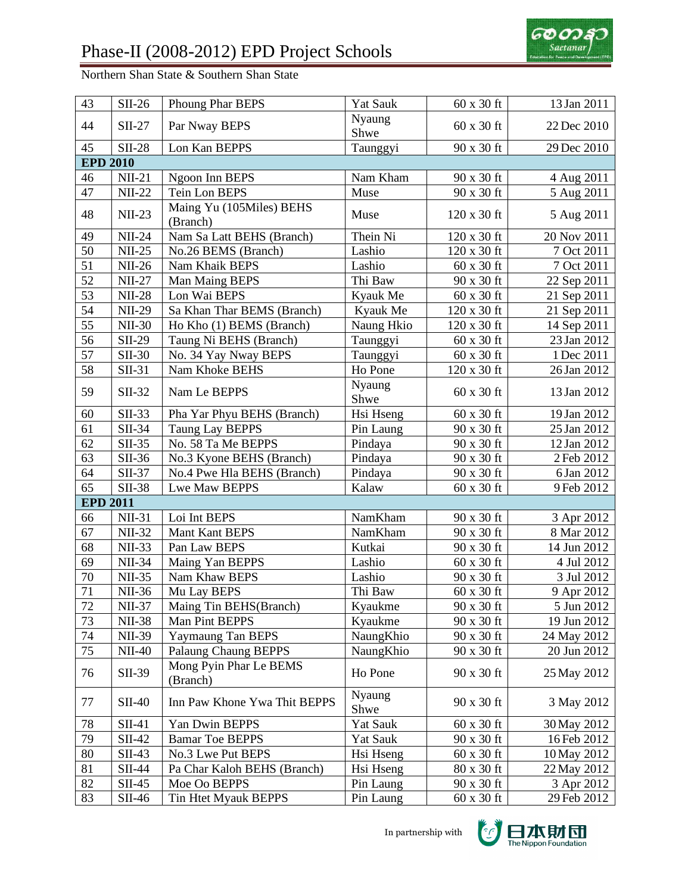# Phase-II (2008-2012) EPD Project Schools

Northern Shan State & Southern Shan State

| | | | | | |
|---|---|---|---|---|---|
| 43 | SII-26 | Phoung Phar BEPS | Yat Sauk | 60 x 30 ft | 13 Jan 2011 |
| 44 | SII-27 | Par Nway BEPS | Nyaung Shwe | 60 x 30 ft | 22 Dec 2010 |
| 45 | SII-28 | Lon Kan BEPPS | Taunggyi | 90 x 30 ft | 29 Dec 2010 |
| **EPD 2010** | | | | | |
| 46 | NII-21 | Ngoon Inn BEPS | Nam Kham | 90 x 30 ft | 4 Aug 2011 |
| 47 | NII-22 | Tein Lon BEPS | Muse | 90 x 30 ft | 5 Aug 2011 |
| 48 | NII-23 | Maing Yu (105Miles) BEHS (Branch) | Muse | 120 x 30 ft | 5 Aug 2011 |
| 49 | NII-24 | Nam Sa Latt BEHS (Branch) | Thein Ni | 120 x 30 ft | 20 Nov 2011 |
| 50 | NII-25 | No.26 BEMS (Branch) | Lashio | 120 x 30 ft | 7 Oct 2011 |
| 51 | NII-26 | Nam Khaik BEPS | Lashio | 60 x 30 ft | 7 Oct 2011 |
| 52 | NII-27 | Man Maing BEPS | Thi Baw | 90 x 30 ft | 22 Sep 2011 |
| 53 | NII-28 | Lon Wai BEPS | Kyauk Me | 60 x 30 ft | 21 Sep 2011 |
| 54 | NII-29 | Sa Khan Thar BEMS (Branch) | Kyauk Me | 120 x 30 ft | 21 Sep 2011 |
| 55 | NII-30 | Ho Kho (1) BEMS (Branch) | Naung Hkio | 120 x 30 ft | 14 Sep 2011 |
| 56 | SII-29 | Taung Ni BEHS (Branch) | Taunggyi | 60 x 30 ft | 23 Jan 2012 |
| 57 | SII-30 | No. 34 Yay Nway BEPS | Taunggyi | 60 x 30 ft | 1 Dec 2011 |
| 58 | SII-31 | Nam Khoke BEHS | Ho Pone | 120 x 30 ft | 26 Jan 2012 |
| 59 | SII-32 | Nam Le BEPPS | Nyaung Shwe | 60 x 30 ft | 13 Jan 2012 |
| 60 | SII-33 | Pha Yar Phyu BEHS (Branch) | Hsi Hseng | 60 x 30 ft | 19 Jan 2012 |
| 61 | SII-34 | Taung Lay BEPPS | Pin Laung | 90 x 30 ft | 25 Jan 2012 |
| 62 | SII-35 | No. 58 Ta Me BEPPS | Pindaya | 90 x 30 ft | 12 Jan 2012 |
| 63 | SII-36 | No.3 Kyone BEHS (Branch) | Pindaya | 90 x 30 ft | 2 Feb 2012 |
| 64 | SII-37 | No.4 Pwe Hla BEHS (Branch) | Pindaya | 90 x 30 ft | 6 Jan 2012 |
| 65 | SII-38 | Lwe Maw BEPPS | Kalaw | 60 x 30 ft | 9 Feb 2012 |
| **EPD 2011** | | | | | |
| 66 | NII-31 | Loi Int BEPS | NamKham | 90 x 30 ft | 3 Apr 2012 |
| 67 | NII-32 | Mant Kant BEPS | NamKham | 90 x 30 ft | 8 Mar 2012 |
| 68 | NII-33 | Pan Law BEPS | Kutkai | 90 x 30 ft | 14 Jun 2012 |
| 69 | NII-34 | Maing Yan BEPPS | Lashio | 60 x 30 ft | 4 Jul 2012 |
| 70 | NII-35 | Nam Khaw BEPS | Lashio | 90 x 30 ft | 3 Jul 2012 |
| 71 | NII-36 | Mu Lay BEPS | Thi Baw | 60 x 30 ft | 9 Apr 2012 |
| 72 | NII-37 | Maing Tin BEHS(Branch) | Kyaukme | 90 x 30 ft | 5 Jun 2012 |
| 73 | NII-38 | Man Pint BEPPS | Kyaukme | 90 x 30 ft | 19 Jun 2012 |
| 74 | NII-39 | Yaymaung Tan BEPS | NaungKhio | 90 x 30 ft | 24 May 2012 |
| 75 | NII-40 | Palaung Chaung BEPPS | NaungKhio | 90 x 30 ft | 20 Jun 2012 |
| 76 | SII-39 | Mong Pyin Phar Le BEMS (Branch) | Ho Pone | 90 x 30 ft | 25 May 2012 |
| 77 | SII-40 | Inn Paw Khone Ywa Thit BEPPS | Nyaung Shwe | 90 x 30 ft | 3 May 2012 |
| 78 | SII-41 | Yan Dwin BEPPS | Yat Sauk | 60 x 30 ft | 30 May 2012 |
| 79 | SII-42 | Bamar Toe BEPPS | Yat Sauk | 90 x 30 ft | 16 Feb 2012 |
| 80 | SII-43 | No.3 Lwe Put BEPS | Hsi Hseng | 60 x 30 ft | 10 May 2012 |
| 81 | SII-44 | Pa Char Kaloh BEHS (Branch) | Hsi Hseng | 80 x 30 ft | 22 May 2012 |
| 82 | SII-45 | Moe Oo BEPPS | Pin Laung | 90 x 30 ft | 3 Apr 2012 |
| 83 | SII-46 | Tin Htet Myauk BEPPS | Pin Laung | 60 x 30 ft | 29 Feb 2012 |

In partnership with The Nippon Foundation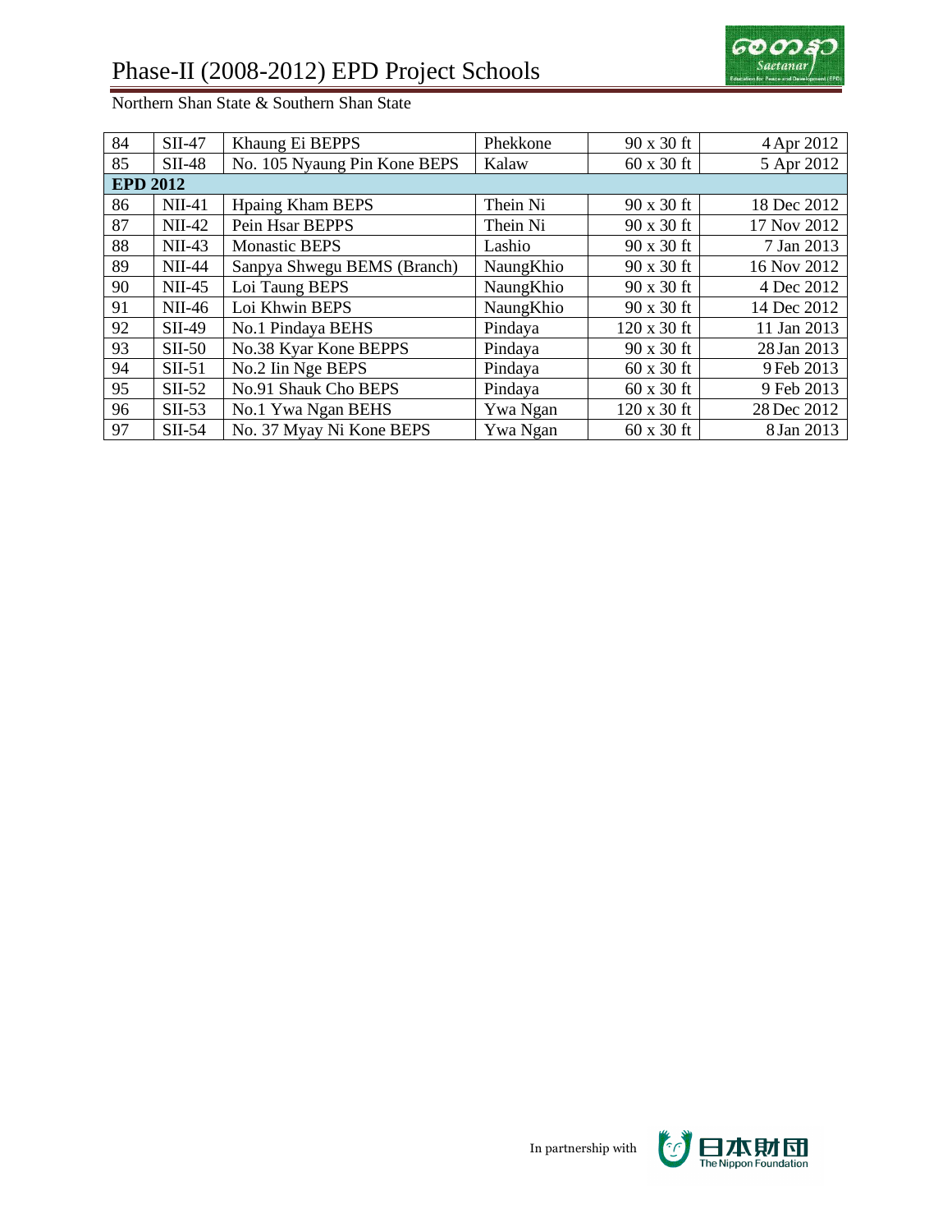# Phase-II (2008-2012) EPD Project Schools

Northern Shan State & Southern Shan State

| | | | | | |
|---|---|---|---|---|---|
| 84 | SII-47 | Khaung Ei BEPPS | Phekkone | 90 x 30 ft | 4 Apr 2012 |
| 85 | SII-48 | No. 105 Nyaung Pin Kone BEPS | Kalaw | 60 x 30 ft | 5 Apr 2012 |
| **EPD 2012** | | | | | |
| 86 | NII-41 | Hpaing Kham BEPS | Thein Ni | 90 x 30 ft | 18 Dec 2012 |
| 87 | NII-42 | Pein Hsar BEPPS | Thein Ni | 90 x 30 ft | 17 Nov 2012 |
| 88 | NII-43 | Monastic BEPS | Lashio | 90 x 30 ft | 7 Jan 2013 |
| 89 | NII-44 | Sanpya Shwegu BEMS (Branch) | NaungKhio | 90 x 30 ft | 16 Nov 2012 |
| 90 | NII-45 | Loi Taung BEPS | NaungKhio | 90 x 30 ft | 4 Dec 2012 |
| 91 | NII-46 | Loi Khwin BEPS | NaungKhio | 90 x 30 ft | 14 Dec 2012 |
| 92 | SII-49 | No.1 Pindaya BEHS | Pindaya | 120 x 30 ft | 11 Jan 2013 |
| 93 | SII-50 | No.38 Kyar Kone BEPPS | Pindaya | 90 x 30 ft | 28 Jan 2013 |
| 94 | SII-51 | No.2 Iin Nge BEPS | Pindaya | 60 x 30 ft | 9 Feb 2013 |
| 95 | SII-52 | No.91 Shauk Cho BEPS | Pindaya | 60 x 30 ft | 9 Feb 2013 |
| 96 | SII-53 | No.1 Ywa Ngan BEHS | Ywa Ngan | 120 x 30 ft | 28 Dec 2012 |
| 97 | SII-54 | No. 37 Myay Ni Kone BEPS | Ywa Ngan | 60 x 30 ft | 8 Jan 2013 |

In partnership with 日本財団 The Nippon Foundation